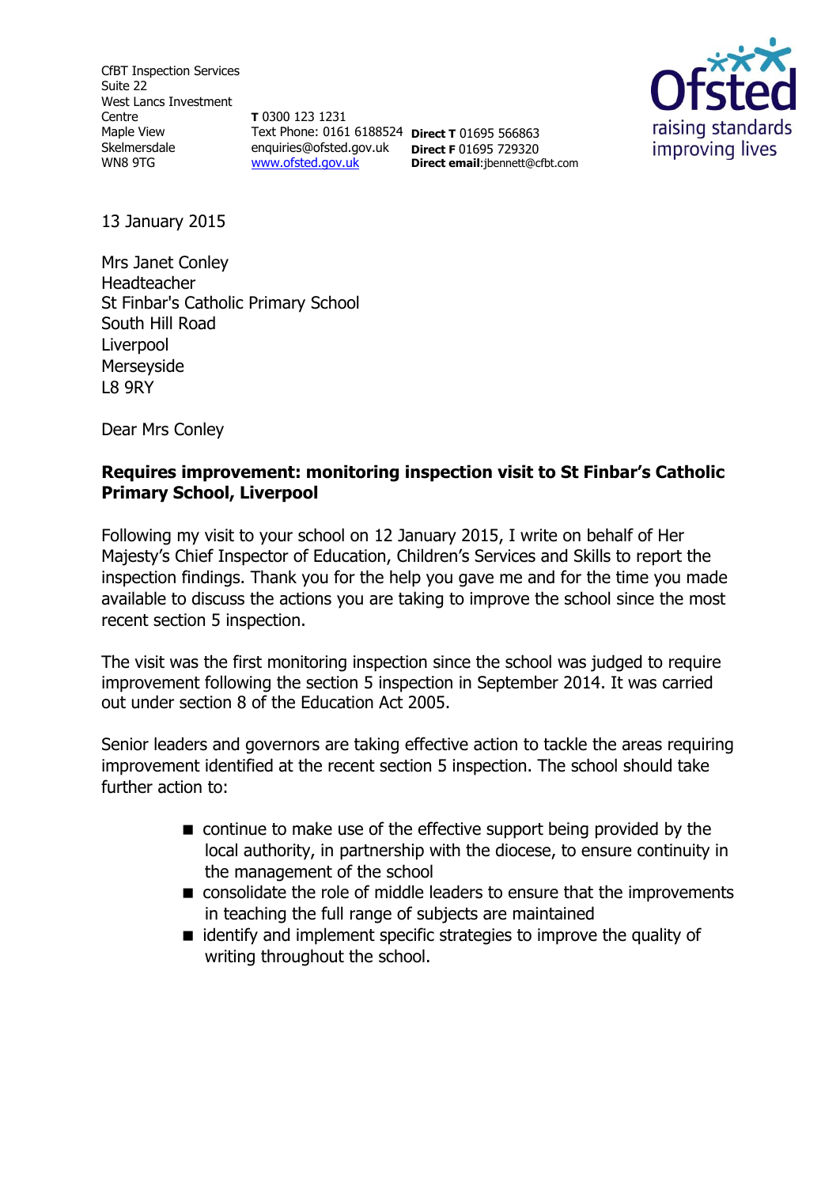CfBT Inspection Services
Suite 22
West Lancs Investment Centre
Maple View
Skelmersdale
WN8 9TG

**T** 0300 123 1231
Text Phone: 0161 6188524
enquiries@ofsted.gov.uk
www.ofsted.gov.uk

**Direct T** 01695 566863
**Direct F** 01695 729320
**Direct email**:jbennett@cfbt.com

Ofsted
raising standards
improving lives

13 January 2015

Mrs Janet Conley
Headteacher
St Finbar's Catholic Primary School
South Hill Road
Liverpool
Merseyside
L8 9RY

Dear Mrs Conley

**Requires improvement: monitoring inspection visit to St Finbar's Catholic Primary School, Liverpool**

Following my visit to your school on 12 January 2015, I write on behalf of Her Majesty's Chief Inspector of Education, Children's Services and Skills to report the inspection findings. Thank you for the help you gave me and for the time you made available to discuss the actions you are taking to improve the school since the most recent section 5 inspection.

The visit was the first monitoring inspection since the school was judged to require improvement following the section 5 inspection in September 2014. It was carried out under section 8 of the Education Act 2005.

Senior leaders and governors are taking effective action to tackle the areas requiring improvement identified at the recent section 5 inspection. The school should take further action to:

- continue to make use of the effective support being provided by the local authority, in partnership with the diocese, to ensure continuity in the management of the school
- consolidate the role of middle leaders to ensure that the improvements in teaching the full range of subjects are maintained
- identify and implement specific strategies to improve the quality of writing throughout the school.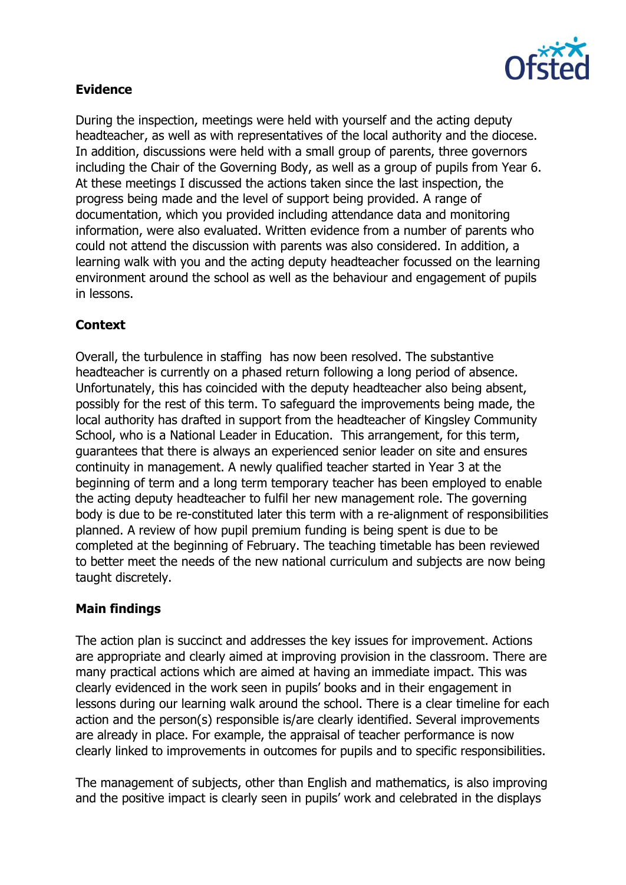## Evidence

During the inspection, meetings were held with yourself and the acting deputy headteacher, as well as with representatives of the local authority and the diocese. In addition, discussions were held with a small group of parents, three governors including the Chair of the Governing Body, as well as a group of pupils from Year 6. At these meetings I discussed the actions taken since the last inspection, the progress being made and the level of support being provided. A range of documentation, which you provided including attendance data and monitoring information, were also evaluated. Written evidence from a number of parents who could not attend the discussion with parents was also considered. In addition, a learning walk with you and the acting deputy headteacher focussed on the learning environment around the school as well as the behaviour and engagement of pupils in lessons.

## Context

Overall, the turbulence in staffing has now been resolved. The substantive headteacher is currently on a phased return following a long period of absence. Unfortunately, this has coincided with the deputy headteacher also being absent, possibly for the rest of this term. To safeguard the improvements being made, the local authority has drafted in support from the headteacher of Kingsley Community School, who is a National Leader in Education. This arrangement, for this term, guarantees that there is always an experienced senior leader on site and ensures continuity in management. A newly qualified teacher started in Year 3 at the beginning of term and a long term temporary teacher has been employed to enable the acting deputy headteacher to fulfil her new management role. The governing body is due to be re-constituted later this term with a re-alignment of responsibilities planned. A review of how pupil premium funding is being spent is due to be completed at the beginning of February. The teaching timetable has been reviewed to better meet the needs of the new national curriculum and subjects are now being taught discretely.

## Main findings

The action plan is succinct and addresses the key issues for improvement. Actions are appropriate and clearly aimed at improving provision in the classroom. There are many practical actions which are aimed at having an immediate impact. This was clearly evidenced in the work seen in pupils' books and in their engagement in lessons during our learning walk around the school. There is a clear timeline for each action and the person(s) responsible is/are clearly identified. Several improvements are already in place. For example, the appraisal of teacher performance is now clearly linked to improvements in outcomes for pupils and to specific responsibilities.

The management of subjects, other than English and mathematics, is also improving and the positive impact is clearly seen in pupils' work and celebrated in the displays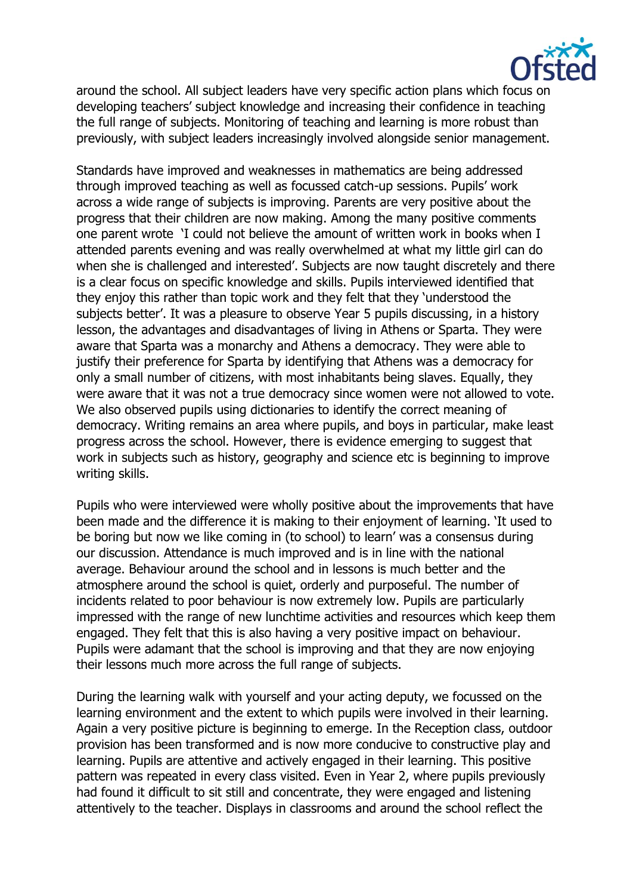around the school. All subject leaders have very specific action plans which focus on developing teachers' subject knowledge and increasing their confidence in teaching the full range of subjects. Monitoring of teaching and learning is more robust than previously, with subject leaders increasingly involved alongside senior management.

Standards have improved and weaknesses in mathematics are being addressed through improved teaching as well as focussed catch-up sessions. Pupils' work across a wide range of subjects is improving. Parents are very positive about the progress that their children are now making. Among the many positive comments one parent wrote 'I could not believe the amount of written work in books when I attended parents evening and was really overwhelmed at what my little girl can do when she is challenged and interested'. Subjects are now taught discretely and there is a clear focus on specific knowledge and skills. Pupils interviewed identified that they enjoy this rather than topic work and they felt that they 'understood the subjects better'. It was a pleasure to observe Year 5 pupils discussing, in a history lesson, the advantages and disadvantages of living in Athens or Sparta. They were aware that Sparta was a monarchy and Athens a democracy. They were able to justify their preference for Sparta by identifying that Athens was a democracy for only a small number of citizens, with most inhabitants being slaves. Equally, they were aware that it was not a true democracy since women were not allowed to vote. We also observed pupils using dictionaries to identify the correct meaning of democracy. Writing remains an area where pupils, and boys in particular, make least progress across the school. However, there is evidence emerging to suggest that work in subjects such as history, geography and science etc is beginning to improve writing skills.

Pupils who were interviewed were wholly positive about the improvements that have been made and the difference it is making to their enjoyment of learning. 'It used to be boring but now we like coming in (to school) to learn' was a consensus during our discussion. Attendance is much improved and is in line with the national average. Behaviour around the school and in lessons is much better and the atmosphere around the school is quiet, orderly and purposeful. The number of incidents related to poor behaviour is now extremely low. Pupils are particularly impressed with the range of new lunchtime activities and resources which keep them engaged. They felt that this is also having a very positive impact on behaviour. Pupils were adamant that the school is improving and that they are now enjoying their lessons much more across the full range of subjects.

During the learning walk with yourself and your acting deputy, we focussed on the learning environment and the extent to which pupils were involved in their learning. Again a very positive picture is beginning to emerge. In the Reception class, outdoor provision has been transformed and is now more conducive to constructive play and learning. Pupils are attentive and actively engaged in their learning. This positive pattern was repeated in every class visited. Even in Year 2, where pupils previously had found it difficult to sit still and concentrate, they were engaged and listening attentively to the teacher. Displays in classrooms and around the school reflect the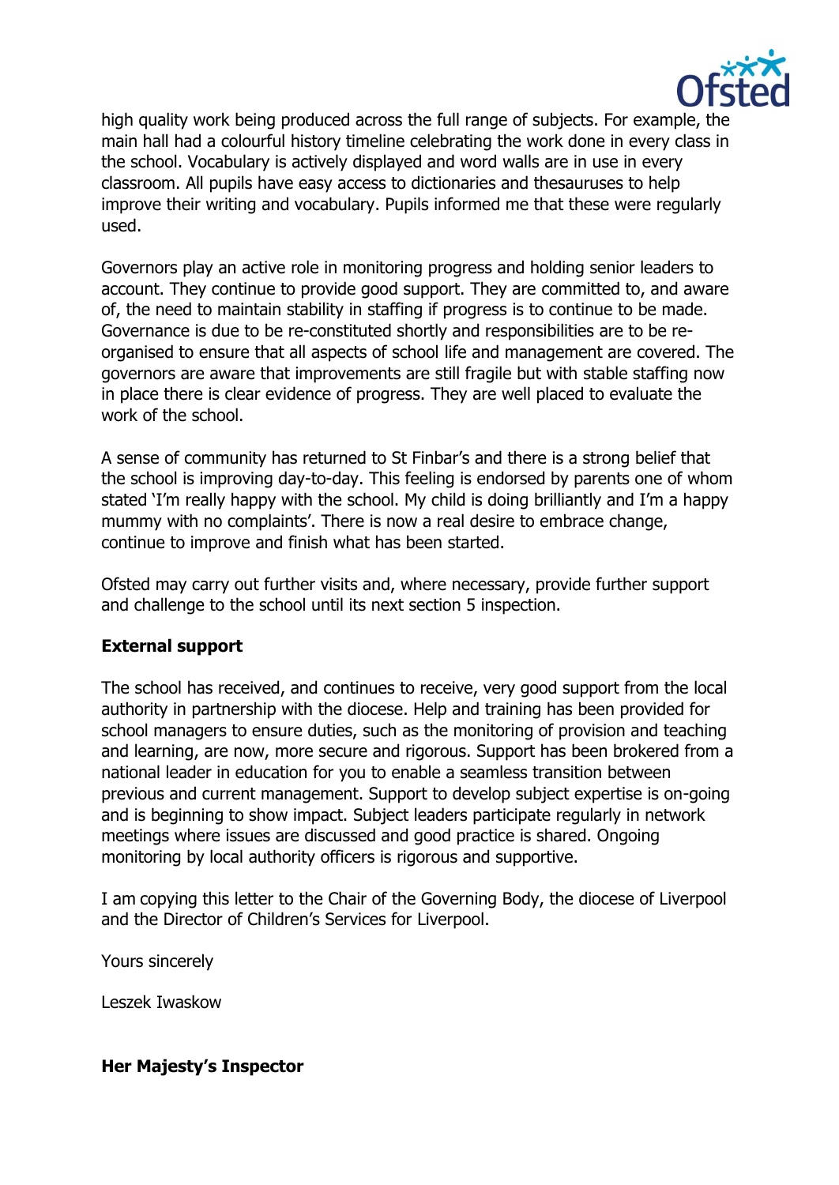high quality work being produced across the full range of subjects. For example, the main hall had a colourful history timeline celebrating the work done in every class in the school. Vocabulary is actively displayed and word walls are in use in every classroom. All pupils have easy access to dictionaries and thesauruses to help improve their writing and vocabulary. Pupils informed me that these were regularly used.

Governors play an active role in monitoring progress and holding senior leaders to account. They continue to provide good support. They are committed to, and aware of, the need to maintain stability in staffing if progress is to continue to be made. Governance is due to be re-constituted shortly and responsibilities are to be re-organised to ensure that all aspects of school life and management are covered. The governors are aware that improvements are still fragile but with stable staffing now in place there is clear evidence of progress. They are well placed to evaluate the work of the school.

A sense of community has returned to St Finbar's and there is a strong belief that the school is improving day-to-day. This feeling is endorsed by parents one of whom stated 'I'm really happy with the school. My child is doing brilliantly and I'm a happy mummy with no complaints'. There is now a real desire to embrace change, continue to improve and finish what has been started.

Ofsted may carry out further visits and, where necessary, provide further support and challenge to the school until its next section 5 inspection.

**External support**

The school has received, and continues to receive, very good support from the local authority in partnership with the diocese. Help and training has been provided for school managers to ensure duties, such as the monitoring of provision and teaching and learning, are now, more secure and rigorous. Support has been brokered from a national leader in education for you to enable a seamless transition between previous and current management. Support to develop subject expertise is on-going and is beginning to show impact. Subject leaders participate regularly in network meetings where issues are discussed and good practice is shared. Ongoing monitoring by local authority officers is rigorous and supportive.

I am copying this letter to the Chair of the Governing Body, the diocese of Liverpool and the Director of Children's Services for Liverpool.

Yours sincerely

Leszek Iwaskow

**Her Majesty's Inspector**